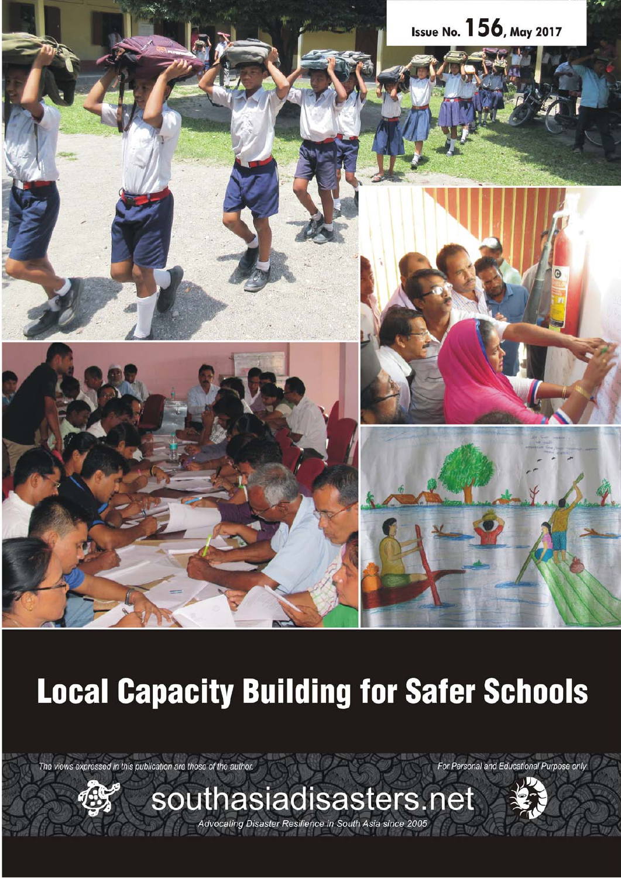Issue No. 156, May 2017

# Local Capacity Building for Safer Schools

*The views expressed in this publication are those of the author.*

*For Personal and Educational Purpose only*

southasiadisasters.net

*Advocating Disaster Resilience in South Asia since 2005*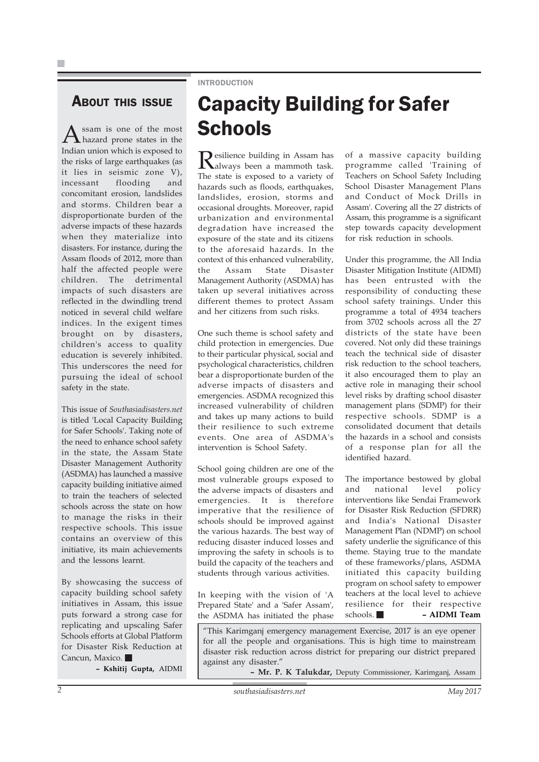## About this issue

Assam is one of the most hazard prone states in the Indian union which is exposed to the risks of large earthquakes (as it lies in seismic zone V), incessant flooding and concomitant erosion, landslides and storms. Children bear a disproportionate burden of the adverse impacts of these hazards when they materialize into disasters. For instance, during the Assam floods of 2012, more than half the affected people were children. The detrimental impacts of such disasters are reflected in the dwindling trend noticed in several child welfare indices. In the exigent times brought on by disasters, children's access to quality education is severely inhibited. This underscores the need for pursuing the ideal of school safety in the state.

This issue of *Southasiadisasters.net* is titled 'Local Capacity Building for Safer Schools'. Taking note of the need to enhance school safety in the state, the Assam State Disaster Management Authority (ASDMA) has launched a massive capacity building initiative aimed to train the teachers of selected schools across the state on how to manage the risks in their respective schools. This issue contains an overview of this initiative, its main achievements and the lessons learnt.

By showcasing the success of capacity building school safety initiatives in Assam, this issue puts forward a strong case for replicating and upscaling Safer Schools efforts at Global Platform for Disaster Risk Reduction at Cancun, Maxico.

**– Kshitij Gupta,** AIDMI

INTRODUCTION

# Capacity Building for Safer Schools

Resilience building in Assam has always been a mammoth task. The state is exposed to a variety of hazards such as floods, earthquakes, landslides, erosion, storms and occasional droughts. Moreover, rapid urbanization and environmental degradation have increased the exposure of the state and its citizens to the aforesaid hazards. In the context of this enhanced vulnerability, the Assam State Disaster Management Authority (ASDMA) has taken up several initiatives across different themes to protect Assam and her citizens from such risks.

One such theme is school safety and child protection in emergencies. Due to their particular physical, social and psychological characteristics, children bear a disproportionate burden of the adverse impacts of disasters and emergencies. ASDMA recognized this increased vulnerability of children and takes up many actions to build their resilience to such extreme events. One area of ASDMA's intervention is School Safety.

School going children are one of the most vulnerable groups exposed to the adverse impacts of disasters and emergencies. It is therefore imperative that the resilience of schools should be improved against the various hazards. The best way of reducing disaster induced losses and improving the safety in schools is to build the capacity of the teachers and students through various activities.

In keeping with the vision of 'A Prepared State' and a 'Safer Assam', the ASDMA has initiated the phase of a massive capacity building programme called 'Training of Teachers on School Safety Including School Disaster Management Plans and Conduct of Mock Drills in Assam'. Covering all the 27 districts of Assam, this programme is a significant step towards capacity development for risk reduction in schools.

Under this programme, the All India Disaster Mitigation Institute (AIDMI) has been entrusted with the responsibility of conducting these school safety trainings. Under this programme a total of 4934 teachers from 3702 schools across all the 27 districts of the state have been covered. Not only did these trainings teach the technical side of disaster risk reduction to the school teachers, it also encouraged them to play an active role in managing their school level risks by drafting school disaster management plans (SDMP) for their respective schools. SDMP is a consolidated document that details the hazards in a school and consists of a response plan for all the identified hazard.

The importance bestowed by global and national level policy interventions like Sendai Framework for Disaster Risk Reduction (SFDRR) and India's National Disaster Management Plan (NDMP) on school safety underlie the significance of this theme. Staying true to the mandate of these frameworks/plans, ASDMA initiated this capacity building program on school safety to empower teachers at the local level to achieve resilience for their respective schools.

**– AIDMI Team**

"This Karimganj emergency management Exercise, 2017 is an eye opener for all the people and organisations. This is high time to mainstream disaster risk reduction across district for preparing our district prepared against any disaster."

**– Mr. P. K Talukdar,** Deputy Commissioner, Karimganj, Assam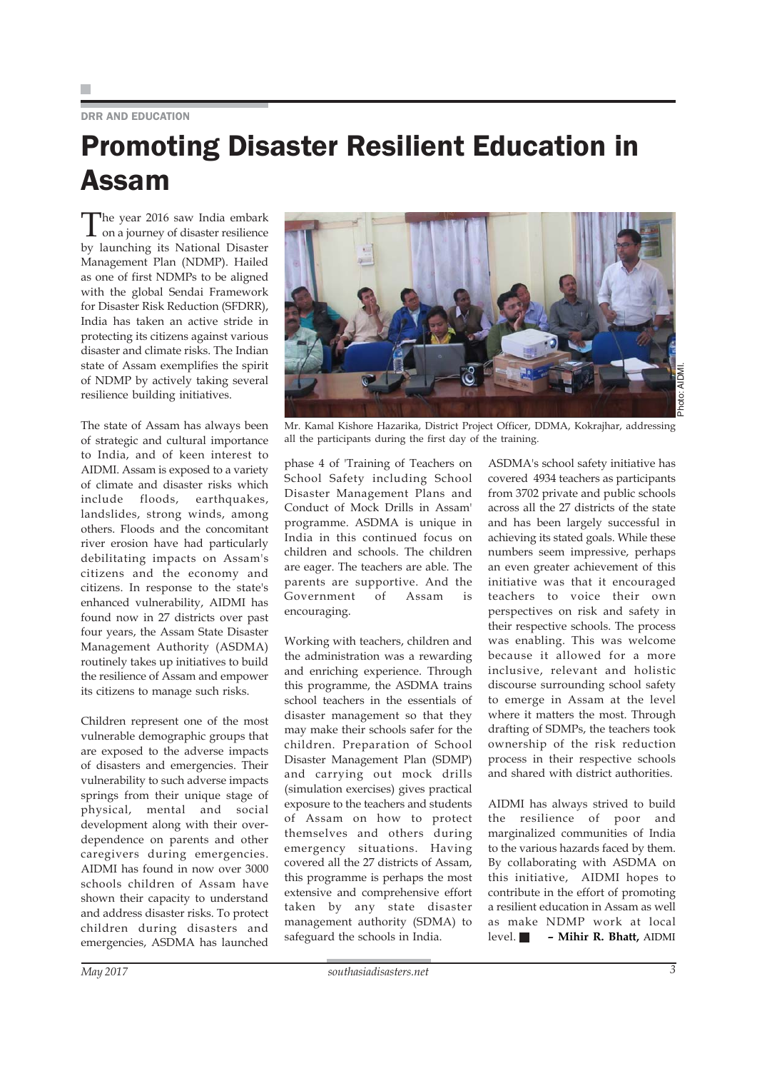DRR AND EDUCATION

# Promoting Disaster Resilient Education in Assam

The year 2016 saw India embark on a journey of disaster resilience by launching its National Disaster Management Plan (NDMP). Hailed as one of first NDMPs to be aligned with the global Sendai Framework for Disaster Risk Reduction (SFDRR), India has taken an active stride in protecting its citizens against various disaster and climate risks. The Indian state of Assam exemplifies the spirit of NDMP by actively taking several resilience building initiatives.

The state of Assam has always been of strategic and cultural importance to India, and of keen interest to AIDMI. Assam is exposed to a variety of climate and disaster risks which include floods, earthquakes, landslides, strong winds, among others. Floods and the concomitant river erosion have had particularly debilitating impacts on Assam's citizens and the economy and citizens. In response to the state's enhanced vulnerability, AIDMI has found now in 27 districts over past four years, the Assam State Disaster Management Authority (ASDMA) routinely takes up initiatives to build the resilience of Assam and empower its citizens to manage such risks.

Children represent one of the most vulnerable demographic groups that are exposed to the adverse impacts of disasters and emergencies. Their vulnerability to such adverse impacts springs from their unique stage of physical, mental and social development along with their over-dependence on parents and other caregivers during emergencies. AIDMI has found in now over 3000 schools children of Assam have shown their capacity to understand and address disaster risks. To protect children during disasters and emergencies, ASDMA has launched phase 4 of 'Training of Teachers on School Safety including School Disaster Management Plans and Conduct of Mock Drills in Assam' programme. ASDMA is unique in India in this continued focus on children and schools. The children are eager. The teachers are able. The parents are supportive. And the Government of Assam is encouraging.

Photo: AIDMI.

Mr. Kamal Kishore Hazarika, District Project Officer, DDMA, Kokrajhar, addressing all the participants during the first day of the training.

Working with teachers, children and the administration was a rewarding and enriching experience. Through this programme, the ASDMA trains school teachers in the essentials of disaster management so that they may make their schools safer for the children. Preparation of School Disaster Management Plan (SDMP) and carrying out mock drills (simulation exercises) gives practical exposure to the teachers and students of Assam on how to protect themselves and others during emergency situations. Having covered all the 27 districts of Assam, this programme is perhaps the most extensive and comprehensive effort taken by any state disaster management authority (SDMA) to safeguard the schools in India.

ASDMA's school safety initiative has covered 4934 teachers as participants from 3702 private and public schools across all the 27 districts of the state and has been largely successful in achieving its stated goals. While these numbers seem impressive, perhaps an even greater achievement of this initiative was that it encouraged teachers to voice their own perspectives on risk and safety in their respective schools. The process was enabling. This was welcome because it allowed for a more inclusive, relevant and holistic discourse surrounding school safety to emerge in Assam at the level where it matters the most. Through drafting of SDMPs, the teachers took ownership of the risk reduction process in their respective schools and shared with district authorities.

AIDMI has always strived to build the resilience of poor and marginalized communities of India to the various hazards faced by them. By collaborating with ASDMA on this initiative, AIDMI hopes to contribute in the effort of promoting a resilient education in Assam as well as make NDMP work at local level. ■ **– Mihir R. Bhatt,** AIDMI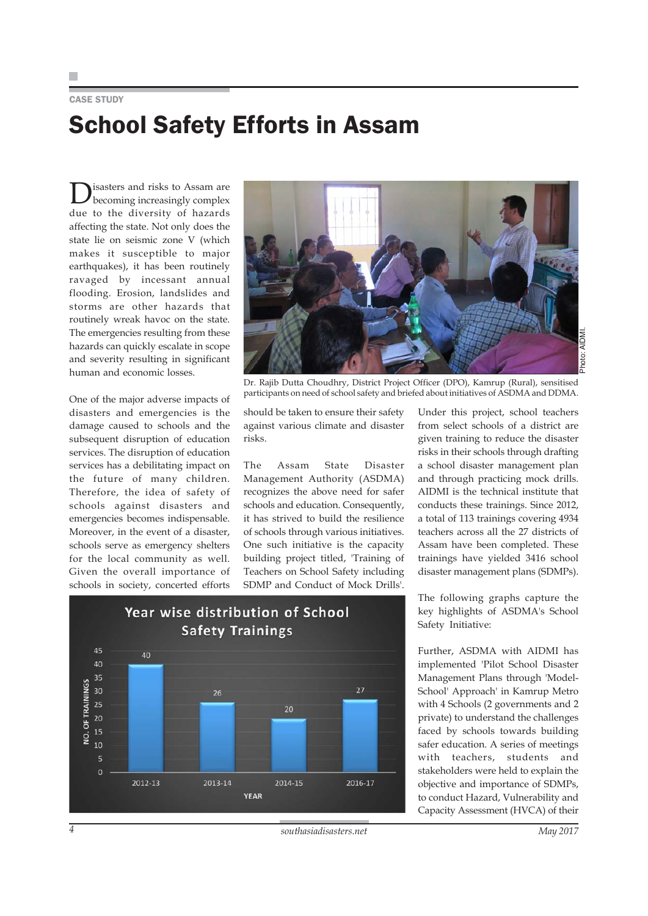CASE STUDY

# School Safety Efforts in Assam

Disasters and risks to Assam are becoming increasingly complex due to the diversity of hazards affecting the state. Not only does the state lie on seismic zone V (which makes it susceptible to major earthquakes), it has been routinely ravaged by incessant annual flooding. Erosion, landslides and storms are other hazards that routinely wreak havoc on the state. The emergencies resulting from these hazards can quickly escalate in scope and severity resulting in significant human and economic losses.

Photo: AIDMI.

Dr. Rajib Dutta Choudhry, District Project Officer (DPO), Kamrup (Rural), sensitised participants on need of school safety and briefed about initiatives of ASDMA and DDMA.

One of the major adverse impacts of disasters and emergencies is the damage caused to schools and the subsequent disruption of education services. The disruption of education services has a debilitating impact on the future of many children. Therefore, the idea of safety of schools against disasters and emergencies becomes indispensable. Moreover, in the event of a disaster, schools serve as emergency shelters for the local community as well. Given the overall importance of schools in society, concerted efforts should be taken to ensure their safety against various climate and disaster risks.

The Assam State Disaster Management Authority (ASDMA) recognizes the above need for safer schools and education. Consequently, it has strived to build the resilience of schools through various initiatives. One such initiative is the capacity building project titled, 'Training of Teachers on School Safety including SDMP and Conduct of Mock Drills'. Under this project, school teachers from select schools of a district are given training to reduce the disaster risks in their schools through drafting a school disaster management plan and through practicing mock drills. AIDMI is the technical institute that conducts these trainings. Since 2012, a total of 113 trainings covering 4934 teachers across all the 27 districts of Assam have been completed. These trainings have yielded 3416 school disaster management plans (SDMPs).

The following graphs capture the key highlights of ASDMA's School Safety Initiative:

Year wise distribution of School Safety Trainings

NO. OF TRAININGS

45
40
35
30
25
20
15
10
5
0

40
26
20
27

2012-13
2013-14
2014-15
2016-17

YEAR

Further, ASDMA with AIDMI has implemented 'Pilot School Disaster Management Plans through 'Model-School' Approach' in Kamrup Metro with 4 Schools (2 governments and 2 private) to understand the challenges faced by schools towards building safer education. A series of meetings with teachers, students and stakeholders were held to explain the objective and importance of SDMPs, to conduct Hazard, Vulnerability and Capacity Assessment (HVCA) of their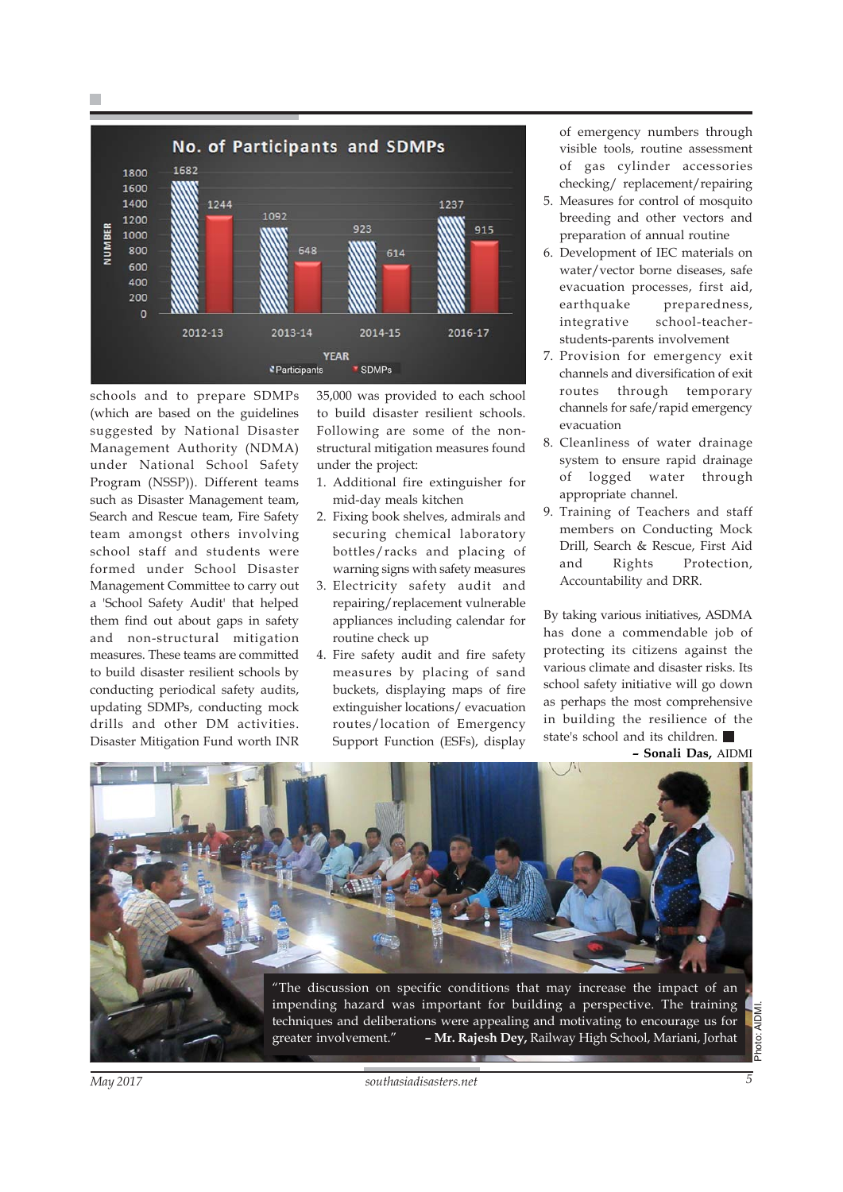No. of Participants and SDMPs

NUMBER

1800
1600
1400
1200
1000
800
600
400
200
0

1682
1244
1092
648
923
614
1237
915

2012-13
2013-14
2014-15
2016-17

YEAR

Participants
SDMPs

schools and to prepare SDMPs (which are based on the guidelines suggested by National Disaster Management Authority (NDMA) under National School Safety Program (NSSP)). Different teams such as Disaster Management team, Search and Rescue team, Fire Safety team amongst others involving school staff and students were formed under School Disaster Management Committee to carry out a 'School Safety Audit' that helped them find out about gaps in safety and non-structural mitigation measures. These teams are committed to build disaster resilient schools by conducting periodical safety audits, updating SDMPs, conducting mock drills and other DM activities. Disaster Mitigation Fund worth INR 35,000 was provided to each school to build disaster resilient schools. Following are some of the non-structural mitigation measures found under the project:

1. Additional fire extinguisher for mid-day meals kitchen
2. Fixing book shelves, admirals and securing chemical laboratory bottles/racks and placing of warning signs with safety measures
3. Electricity safety audit and repairing/replacement vulnerable appliances including calendar for routine check up
4. Fire safety audit and fire safety measures by placing of sand buckets, displaying maps of fire extinguisher locations/ evacuation routes/location of Emergency Support Function (ESFs), display of emergency numbers through visible tools, routine assessment of gas cylinder accessories checking/ replacement/repairing
5. Measures for control of mosquito breeding and other vectors and preparation of annual routine
6. Development of IEC materials on water/vector borne diseases, safe evacuation processes, first aid, earthquake preparedness, integrative school-teacher-students-parents involvement
7. Provision for emergency exit channels and diversification of exit routes through temporary channels for safe/rapid emergency evacuation
8. Cleanliness of water drainage system to ensure rapid drainage of logged water through appropriate channel.
9. Training of Teachers and staff members on Conducting Mock Drill, Search & Rescue, First Aid and Rights Protection, Accountability and DRR.

By taking various initiatives, ASDMA has done a commendable job of protecting its citizens against the various climate and disaster risks. Its school safety initiative will go down as perhaps the most comprehensive in building the resilience of the state's school and its children. ■

**– Sonali Das,** AIDMI

"The discussion on specific conditions that may increase the impact of an impending hazard was important for building a perspective. The training techniques and deliberations were appealing and motivating to encourage us for greater involvement." **– Mr. Rajesh Dey,** Railway High School, Mariani, Jorhat

Photo: AIDMI.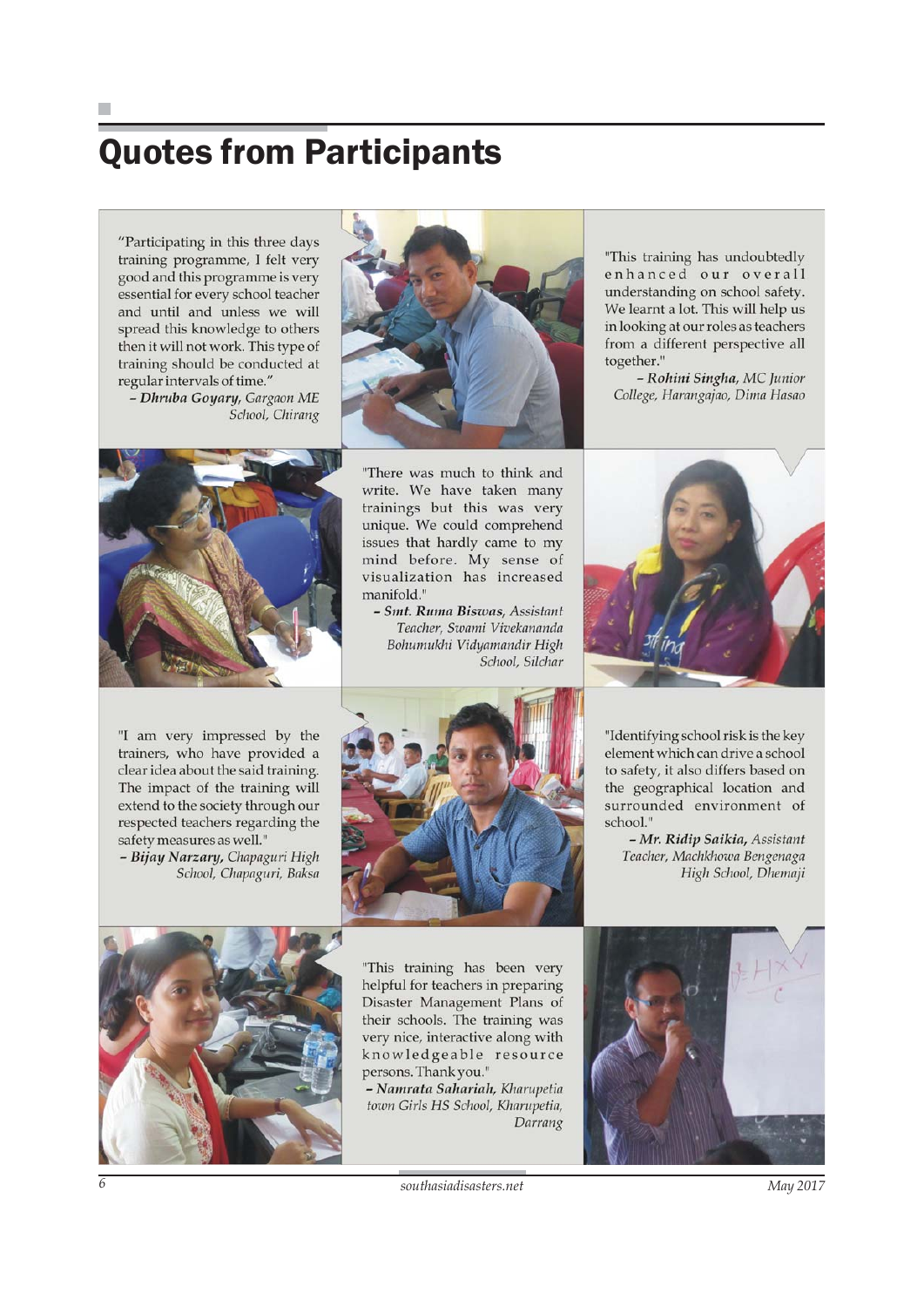# Quotes from Participants

"Participating in this three days training programme, I felt very good and this programme is very essential for every school teacher and until and unless we will spread this knowledge to others then it will not work. This type of training should be conducted at regular intervals of time."

– ***Dhruba Goyary,*** *Gargaon ME School, Chirang*

"This training has undoubtedly enhanced our overall understanding on school safety. We learnt a lot. This will help us in looking at our roles as teachers from a different perspective all together."

– ***Rohini Singha,*** *MC Junior College, Harangajao, Dima Hasao*

"There was much to think and write. We have taken many trainings but this was very unique. We could comprehend issues that hardly came to my mind before. My sense of visualization has increased manifold."

– ***Smt. Ruma Biswas,*** *Assistant Teacher, Swami Vivekananda Bohumukhi Vidyamandir High School, Silchar*

"I am very impressed by the trainers, who have provided a clear idea about the said training. The impact of the training will extend to the society through our respected teachers regarding the safety measures as well."

– ***Bijay Narzary,*** *Chapaguri High School, Chapaguri, Baksa*

"Identifying school risk is the key element which can drive a school to safety, it also differs based on the geographical location and surrounded environment of school."

– ***Mr. Ridip Saikia,*** *Assistant Teacher, Machkhowa Bengenaga High School, Dhemaji*

"This training has been very helpful for teachers in preparing Disaster Management Plans of their schools. The training was very nice, interactive along with knowledgeable resource persons. Thank you."

– ***Namrata Sahariah,*** *Kharupetia town Girls HS School, Kharupetia, Darrang*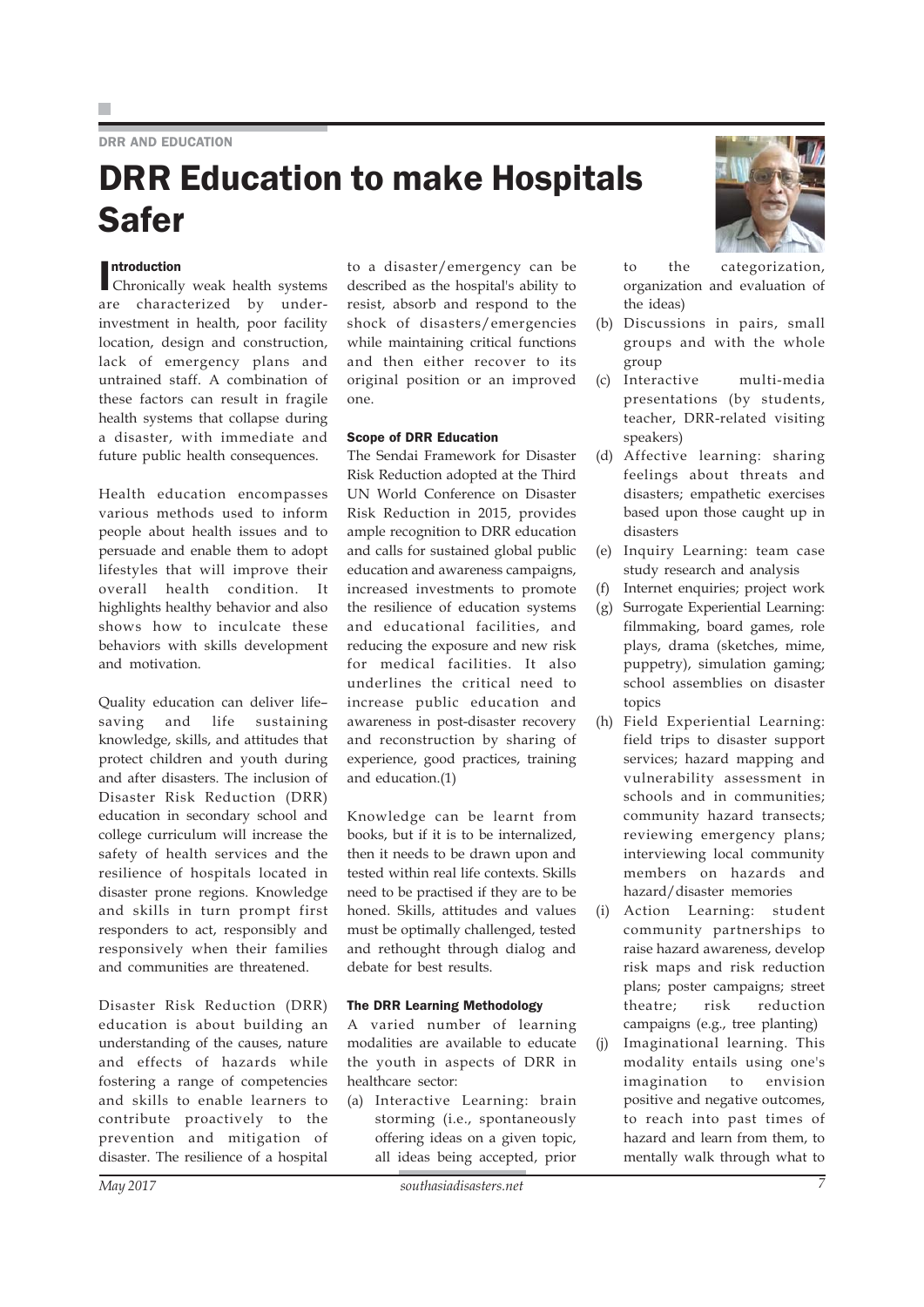DRR AND EDUCATION

# DRR Education to make Hospitals Safer

### Introduction

Chronically weak health systems are characterized by under-investment in health, poor facility location, design and construction, lack of emergency plans and untrained staff. A combination of these factors can result in fragile health systems that collapse during a disaster, with immediate and future public health consequences.

Health education encompasses various methods used to inform people about health issues and to persuade and enable them to adopt lifestyles that will improve their overall health condition. It highlights healthy behavior and also shows how to inculcate these behaviors with skills development and motivation.

Quality education can deliver life–saving and life sustaining knowledge, skills, and attitudes that protect children and youth during and after disasters. The inclusion of Disaster Risk Reduction (DRR) education in secondary school and college curriculum will increase the safety of health services and the resilience of hospitals located in disaster prone regions. Knowledge and skills in turn prompt first responders to act, responsibly and responsively when their families and communities are threatened.

Disaster Risk Reduction (DRR) education is about building an understanding of the causes, nature and effects of hazards while fostering a range of competencies and skills to enable learners to contribute proactively to the prevention and mitigation of disaster. The resilience of a hospital to a disaster/emergency can be described as the hospital's ability to resist, absorb and respond to the shock of disasters/emergencies while maintaining critical functions and then either recover to its original position or an improved one.

### Scope of DRR Education

The Sendai Framework for Disaster Risk Reduction adopted at the Third UN World Conference on Disaster Risk Reduction in 2015, provides ample recognition to DRR education and calls for sustained global public education and awareness campaigns, increased investments to promote the resilience of education systems and educational facilities, and reducing the exposure and new risk for medical facilities. It also underlines the critical need to increase public education and awareness in post-disaster recovery and reconstruction by sharing of experience, good practices, training and education.(1)

Knowledge can be learnt from books, but if it is to be internalized, then it needs to be drawn upon and tested within real life contexts. Skills need to be practised if they are to be honed. Skills, attitudes and values must be optimally challenged, tested and rethought through dialog and debate for best results.

### The DRR Learning Methodology

A varied number of learning modalities are available to educate the youth in aspects of DRR in healthcare sector:

(a) Interactive Learning: brain storming (i.e., spontaneously offering ideas on a given topic, all ideas being accepted, prior to the categorization, organization and evaluation of the ideas)

(b) Discussions in pairs, small groups and with the whole group

(c) Interactive multi-media presentations (by students, teacher, DRR-related visiting speakers)

(d) Affective learning: sharing feelings about threats and disasters; empathetic exercises based upon those caught up in disasters

(e) Inquiry Learning: team case study research and analysis

(f) Internet enquiries; project work

(g) Surrogate Experiential Learning: filmmaking, board games, role plays, drama (sketches, mime, puppetry), simulation gaming; school assemblies on disaster topics

(h) Field Experiential Learning: field trips to disaster support services; hazard mapping and vulnerability assessment in schools and in communities; community hazard transects; reviewing emergency plans; interviewing local community members on hazards and hazard/disaster memories

(i) Action Learning: student community partnerships to raise hazard awareness, develop risk maps and risk reduction plans; poster campaigns; street theatre; risk reduction campaigns (e.g., tree planting)

(j) Imaginational learning. This modality entails using one's imagination to envision positive and negative outcomes, to reach into past times of hazard and learn from them, to mentally walk through what to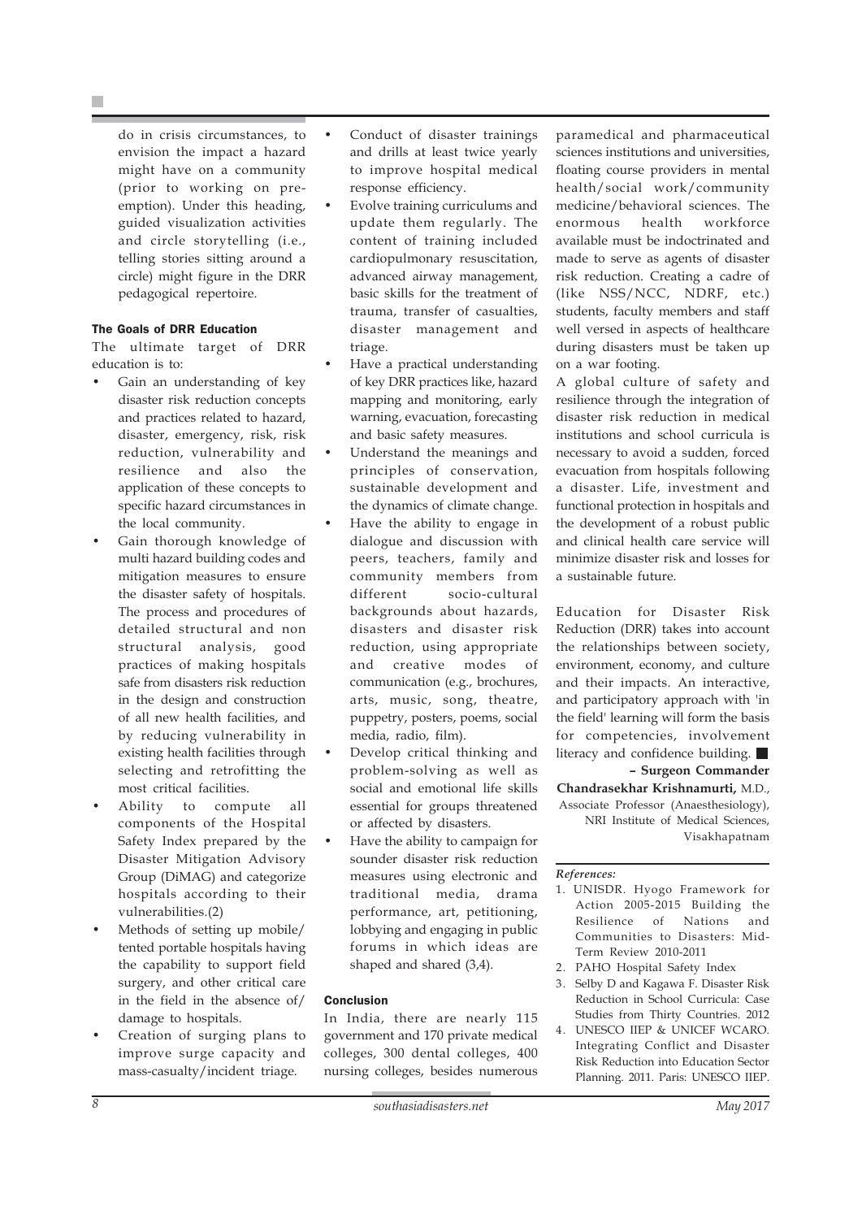do in crisis circumstances, to envision the impact a hazard might have on a community (prior to working on pre-emption). Under this heading, guided visualization activities and circle storytelling (i.e., telling stories sitting around a circle) might figure in the DRR pedagogical repertoire.

### The Goals of DRR Education

The ultimate target of DRR education is to:

- Gain an understanding of key disaster risk reduction concepts and practices related to hazard, disaster, emergency, risk, risk reduction, vulnerability and resilience and also the application of these concepts to specific hazard circumstances in the local community.
- Gain thorough knowledge of multi hazard building codes and mitigation measures to ensure the disaster safety of hospitals. The process and procedures of detailed structural and non structural analysis, good practices of making hospitals safe from disasters risk reduction in the design and construction of all new health facilities, and by reducing vulnerability in existing health facilities through selecting and retrofitting the most critical facilities.
- Ability to compute all components of the Hospital Safety Index prepared by the Disaster Mitigation Advisory Group (DiMAG) and categorize hospitals according to their vulnerabilities.(2)
- Methods of setting up mobile/ tented portable hospitals having the capability to support field surgery, and other critical care in the field in the absence of/ damage to hospitals.
- Creation of surging plans to improve surge capacity and mass-casualty/incident triage.
- Conduct of disaster trainings and drills at least twice yearly to improve hospital medical response efficiency.
- Evolve training curriculums and update them regularly. The content of training included cardiopulmonary resuscitation, advanced airway management, basic skills for the treatment of trauma, transfer of casualties, disaster management and triage.
- Have a practical understanding of key DRR practices like, hazard mapping and monitoring, early warning, evacuation, forecasting and basic safety measures.
- Understand the meanings and principles of conservation, sustainable development and the dynamics of climate change.
- Have the ability to engage in dialogue and discussion with peers, teachers, family and community members from different socio-cultural backgrounds about hazards, disasters and disaster risk reduction, using appropriate and creative modes of communication (e.g., brochures, arts, music, song, theatre, puppetry, posters, poems, social media, radio, film).
- Develop critical thinking and problem-solving as well as social and emotional life skills essential for groups threatened or affected by disasters.
- Have the ability to campaign for sounder disaster risk reduction measures using electronic and traditional media, drama performance, art, petitioning, lobbying and engaging in public forums in which ideas are shaped and shared (3,4).

### Conclusion

In India, there are nearly 115 government and 170 private medical colleges, 300 dental colleges, 400 nursing colleges, besides numerous paramedical and pharmaceutical sciences institutions and universities, floating course providers in mental health/social work/community medicine/behavioral sciences. The enormous health workforce available must be indoctrinated and made to serve as agents of disaster risk reduction. Creating a cadre of (like NSS/NCC, NDRF, etc.) students, faculty members and staff well versed in aspects of healthcare during disasters must be taken up on a war footing.

A global culture of safety and resilience through the integration of disaster risk reduction in medical institutions and school curricula is necessary to avoid a sudden, forced evacuation from hospitals following a disaster. Life, investment and functional protection in hospitals and the development of a robust public and clinical health care service will minimize disaster risk and losses for a sustainable future.

Education for Disaster Risk Reduction (DRR) takes into account the relationships between society, environment, economy, and culture and their impacts. An interactive, and participatory approach with 'in the field' learning will form the basis for competencies, involvement literacy and confidence building. ■

**– Surgeon Commander Chandrasekhar Krishnamurti,** M.D., Associate Professor (Anaesthesiology), NRI Institute of Medical Sciences, Visakhapatnam

*References:*

1. UNISDR. Hyogo Framework for Action 2005-2015 Building the Resilience of Nations and Communities to Disasters: Mid-Term Review 2010-2011
2. PAHO Hospital Safety Index
3. Selby D and Kagawa F. Disaster Risk Reduction in School Curricula: Case Studies from Thirty Countries. 2012
4. UNESCO IIEP & UNICEF WCARO. Integrating Conflict and Disaster Risk Reduction into Education Sector Planning. 2011. Paris: UNESCO IIEP.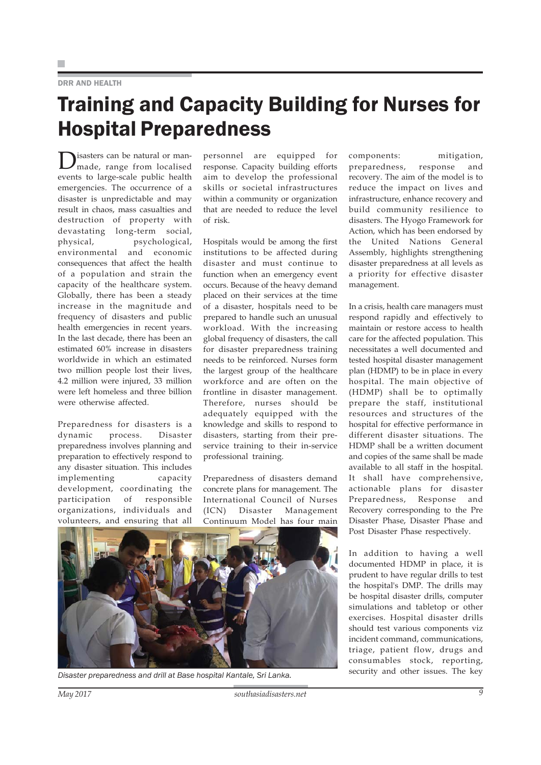DRR AND HEALTH

# Training and Capacity Building for Nurses for Hospital Preparedness

Disasters can be natural or man-made, range from localised events to large-scale public health emergencies. The occurrence of a disaster is unpredictable and may result in chaos, mass casualties and destruction of property with devastating long-term social, physical, psychological, environmental and economic consequences that affect the health of a population and strain the capacity of the healthcare system. Globally, there has been a steady increase in the magnitude and frequency of disasters and public health emergencies in recent years. In the last decade, there has been an estimated 60% increase in disasters worldwide in which an estimated two million people lost their lives, 4.2 million were injured, 33 million were left homeless and three billion were otherwise affected.

Preparedness for disasters is a dynamic process. Disaster preparedness involves planning and preparation to effectively respond to any disaster situation. This includes implementing capacity development, coordinating the participation of responsible organizations, individuals and volunteers, and ensuring that all personnel are equipped for response. Capacity building efforts aim to develop the professional skills or societal infrastructures within a community or organization that are needed to reduce the level of risk.

Hospitals would be among the first institutions to be affected during disaster and must continue to function when an emergency event occurs. Because of the heavy demand placed on their services at the time of a disaster, hospitals need to be prepared to handle such an unusual workload. With the increasing global frequency of disasters, the call for disaster preparedness training needs to be reinforced. Nurses form the largest group of the healthcare workforce and are often on the frontline in disaster management. Therefore, nurses should be adequately equipped with the knowledge and skills to respond to disasters, starting from their pre-service training to their in-service professional training.

Preparedness of disasters demand concrete plans for management. The International Council of Nurses (ICN) Disaster Management Continuum Model has four main components: mitigation, preparedness, response and recovery. The aim of the model is to reduce the impact on lives and infrastructure, enhance recovery and build community resilience to disasters. The Hyogo Framework for Action, which has been endorsed by the United Nations General Assembly, highlights strengthening disaster preparedness at all levels as a priority for effective disaster management.

*Disaster preparedness and drill at Base hospital Kantale, Sri Lanka.*

In a crisis, health care managers must respond rapidly and effectively to maintain or restore access to health care for the affected population. This necessitates a well documented and tested hospital disaster management plan (HDMP) to be in place in every hospital. The main objective of (HDMP) shall be to optimally prepare the staff, institutional resources and structures of the hospital for effective performance in different disaster situations. The HDMP shall be a written document and copies of the same shall be made available to all staff in the hospital. It shall have comprehensive, actionable plans for disaster Preparedness, Response and Recovery corresponding to the Pre Disaster Phase, Disaster Phase and Post Disaster Phase respectively.

In addition to having a well documented HDMP in place, it is prudent to have regular drills to test the hospital's DMP. The drills may be hospital disaster drills, computer simulations and tabletop or other exercises. Hospital disaster drills should test various components viz incident command, communications, triage, patient flow, drugs and consumables stock, reporting, security and other issues. The key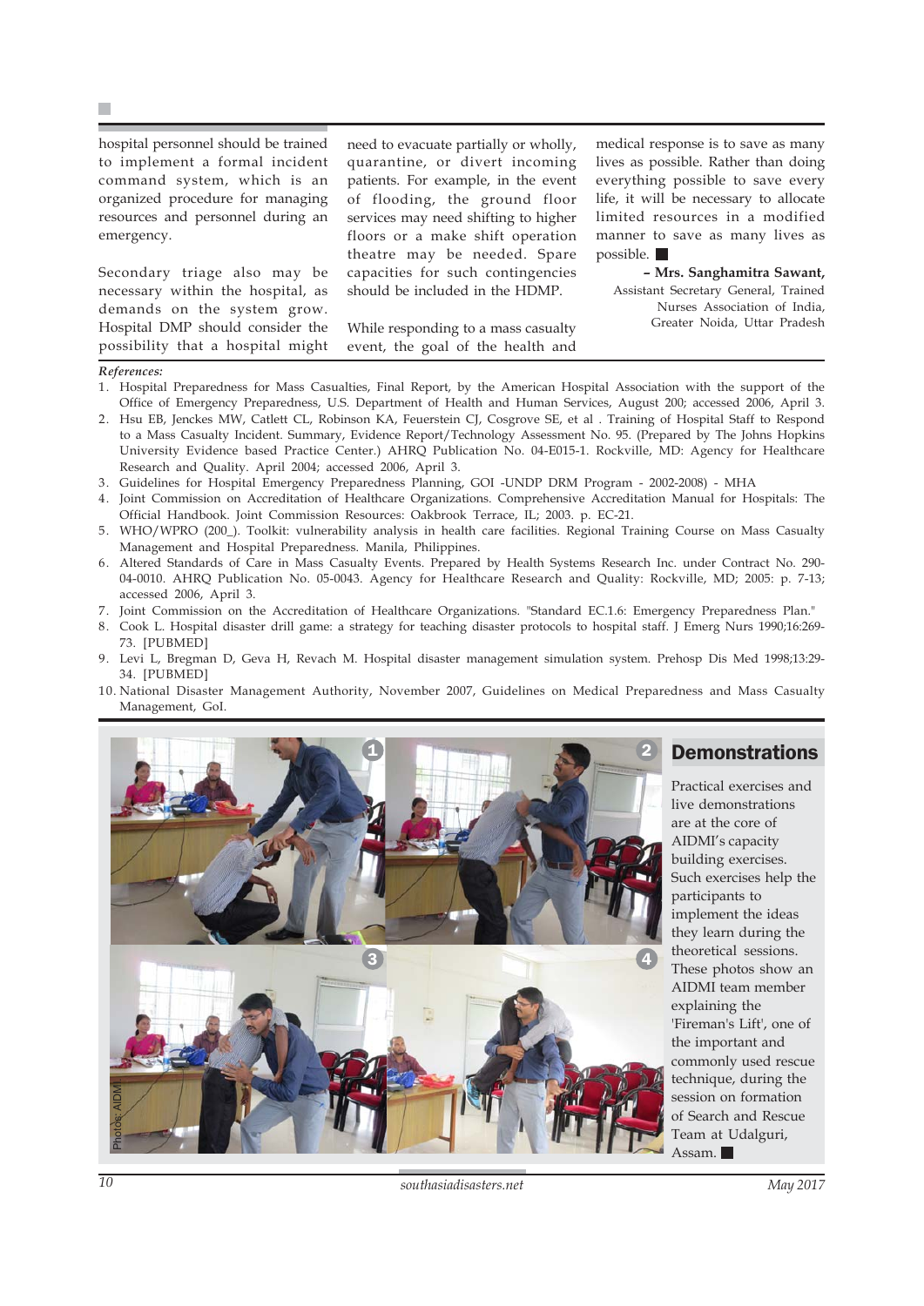hospital personnel should be trained to implement a formal incident command system, which is an organized procedure for managing resources and personnel during an emergency.

Secondary triage also may be necessary within the hospital, as demands on the system grow. Hospital DMP should consider the possibility that a hospital might need to evacuate partially or wholly, quarantine, or divert incoming patients. For example, in the event of flooding, the ground floor services may need shifting to higher floors or a make shift operation theatre may be needed. Spare capacities for such contingencies should be included in the HDMP.

While responding to a mass casualty event, the goal of the health and medical response is to save as many lives as possible. Rather than doing everything possible to save every life, it will be necessary to allocate limited resources in a modified manner to save as many lives as possible. ■

**– Mrs. Sanghamitra Sawant,**
Assistant Secretary General, Trained Nurses Association of India, Greater Noida, Uttar Pradesh

*References:*

1. Hospital Preparedness for Mass Casualties, Final Report, by the American Hospital Association with the support of the Office of Emergency Preparedness, U.S. Department of Health and Human Services, August 200; accessed 2006, April 3.
2. Hsu EB, Jenckes MW, Catlett CL, Robinson KA, Feuerstein CJ, Cosgrove SE, et al . Training of Hospital Staff to Respond to a Mass Casualty Incident. Summary, Evidence Report/Technology Assessment No. 95. (Prepared by The Johns Hopkins University Evidence based Practice Center.) AHRQ Publication No. 04-E015-1. Rockville, MD: Agency for Healthcare Research and Quality. April 2004; accessed 2006, April 3.
3. Guidelines for Hospital Emergency Preparedness Planning, GOI -UNDP DRM Program - 2002-2008) - MHA
4. Joint Commission on Accreditation of Healthcare Organizations. Comprehensive Accreditation Manual for Hospitals: The Official Handbook. Joint Commission Resources: Oakbrook Terrace, IL; 2003. p. EC-21.
5. WHO/WPRO (200_). Toolkit: vulnerability analysis in health care facilities. Regional Training Course on Mass Casualty Management and Hospital Preparedness. Manila, Philippines.
6. Altered Standards of Care in Mass Casualty Events. Prepared by Health Systems Research Inc. under Contract No. 290-04-0010. AHRQ Publication No. 05-0043. Agency for Healthcare Research and Quality: Rockville, MD; 2005: p. 7-13; accessed 2006, April 3.
7. Joint Commission on the Accreditation of Healthcare Organizations. "Standard EC.1.6: Emergency Preparedness Plan."
8. Cook L. Hospital disaster drill game: a strategy for teaching disaster protocols to hospital staff. J Emerg Nurs 1990;16:269-73. [PUBMED]
9. Levi L, Bregman D, Geva H, Revach M. Hospital disaster management simulation system. Prehosp Dis Med 1998;13:29-34. [PUBMED]
10. National Disaster Management Authority, November 2007, Guidelines on Medical Preparedness and Mass Casualty Management, GoI.

## Demonstrations

Practical exercises and live demonstrations are at the core of AIDMI's capacity building exercises. Such exercises help the participants to implement the ideas they learn during the theoretical sessions. These photos show an AIDMI team member explaining the 'Fireman's Lift', one of the important and commonly used rescue technique, during the session on formation of Search and Rescue Team at Udalguri, Assam. ■

Photos: AIDMI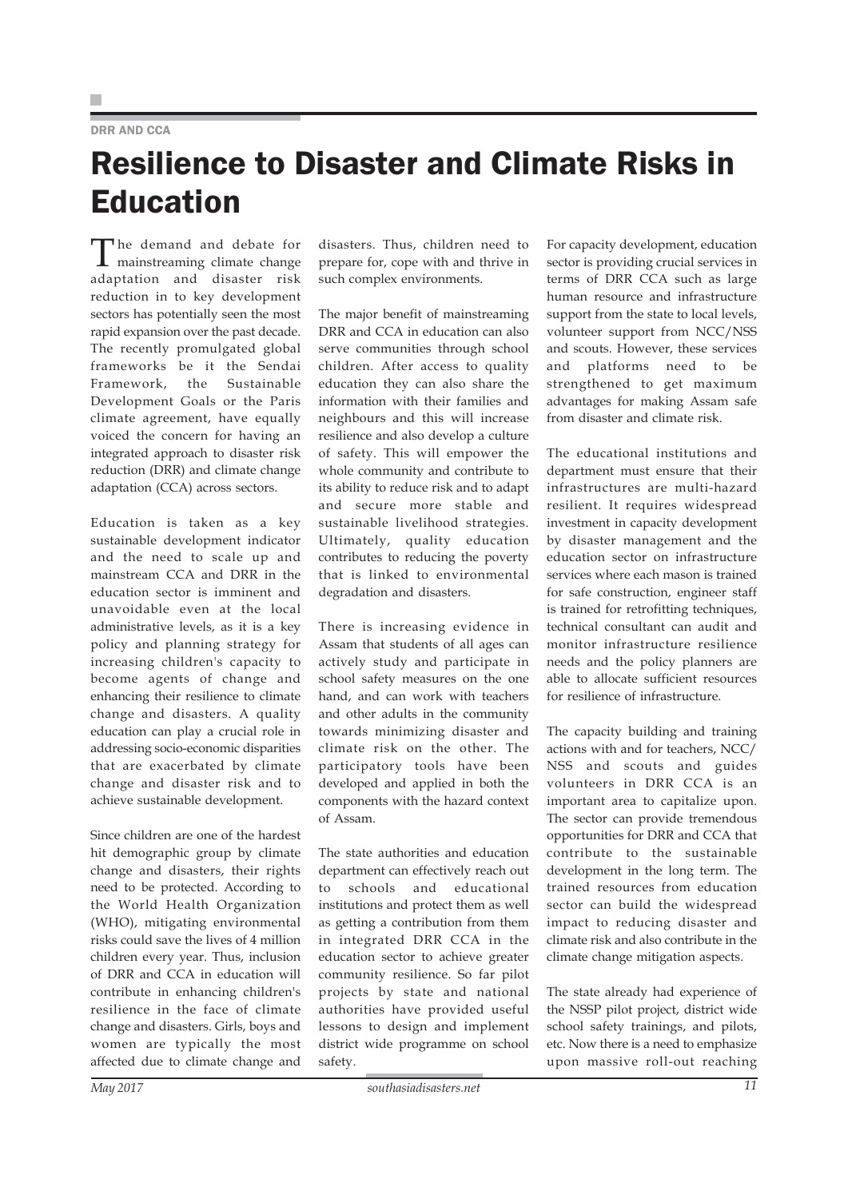DRR AND CCA

# Resilience to Disaster and Climate Risks in Education

The demand and debate for mainstreaming climate change adaptation and disaster risk reduction in to key development sectors has potentially seen the most rapid expansion over the past decade. The recently promulgated global frameworks be it the Sendai Framework, the Sustainable Development Goals or the Paris climate agreement, have equally voiced the concern for having an integrated approach to disaster risk reduction (DRR) and climate change adaptation (CCA) across sectors.

Education is taken as a key sustainable development indicator and the need to scale up and mainstream CCA and DRR in the education sector is imminent and unavoidable even at the local administrative levels, as it is a key policy and planning strategy for increasing children's capacity to become agents of change and enhancing their resilience to climate change and disasters. A quality education can play a crucial role in addressing socio-economic disparities that are exacerbated by climate change and disaster risk and to achieve sustainable development.

Since children are one of the hardest hit demographic group by climate change and disasters, their rights need to be protected. According to the World Health Organization (WHO), mitigating environmental risks could save the lives of 4 million children every year. Thus, inclusion of DRR and CCA in education will contribute in enhancing children's resilience in the face of climate change and disasters. Girls, boys and women are typically the most affected due to climate change and disasters. Thus, children need to prepare for, cope with and thrive in such complex environments.

The major benefit of mainstreaming DRR and CCA in education can also serve communities through school children. After access to quality education they can also share the information with their families and neighbours and this will increase resilience and also develop a culture of safety. This will empower the whole community and contribute to its ability to reduce risk and to adapt and secure more stable and sustainable livelihood strategies. Ultimately, quality education contributes to reducing the poverty that is linked to environmental degradation and disasters.

There is increasing evidence in Assam that students of all ages can actively study and participate in school safety measures on the one hand, and can work with teachers and other adults in the community towards minimizing disaster and climate risk on the other. The participatory tools have been developed and applied in both the components with the hazard context of Assam.

The state authorities and education department can effectively reach out to schools and educational institutions and protect them as well as getting a contribution from them in integrated DRR CCA in the education sector to achieve greater community resilience. So far pilot projects by state and national authorities have provided useful lessons to design and implement district wide programme on school safety.

For capacity development, education sector is providing crucial services in terms of DRR CCA such as large human resource and infrastructure support from the state to local levels, volunteer support from NCC/NSS and scouts. However, these services and platforms need to be strengthened to get maximum advantages for making Assam safe from disaster and climate risk.

The educational institutions and department must ensure that their infrastructures are multi-hazard resilient. It requires widespread investment in capacity development by disaster management and the education sector on infrastructure services where each mason is trained for safe construction, engineer staff is trained for retrofitting techniques, technical consultant can audit and monitor infrastructure resilience needs and the policy planners are able to allocate sufficient resources for resilience of infrastructure.

The capacity building and training actions with and for teachers, NCC/NSS and scouts and guides volunteers in DRR CCA is an important area to capitalize upon. The sector can provide tremendous opportunities for DRR and CCA that contribute to the sustainable development in the long term. The trained resources from education sector can build the widespread impact to reducing disaster and climate risk and also contribute in the climate change mitigation aspects.

The state already had experience of the NSSP pilot project, district wide school safety trainings, and pilots, etc. Now there is a need to emphasize upon massive roll-out reaching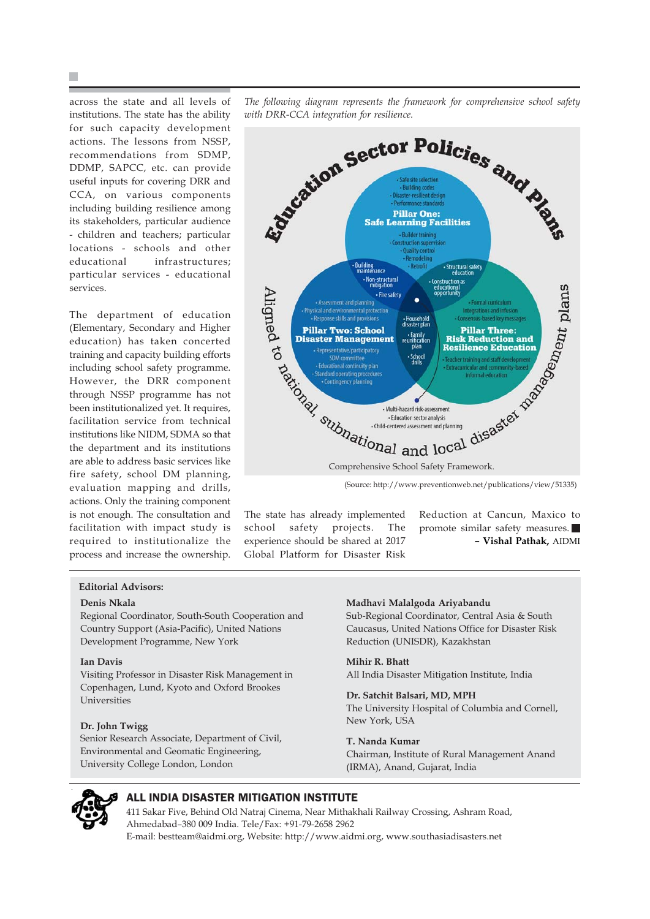across the state and all levels of institutions. The state has the ability for such capacity development actions. The lessons from NSSP, recommendations from SDMP, DDMP, SAPCC, etc. can provide useful inputs for covering DRR and CCA, on various components including building resilience among its stakeholders, particular audience - children and teachers; particular locations - schools and other educational infrastructures; particular services - educational services.

The department of education (Elementary, Secondary and Higher education) has taken concerted training and capacity building efforts including school safety programme. However, the DRR component through NSSP programme has not been institutionalized yet. It requires, facilitation service from technical institutions like NIDM, SDMA so that the department and its institutions are able to address basic services like fire safety, school DM planning, evaluation mapping and drills, actions. Only the training component is not enough. The consultation and facilitation with impact study is required to institutionalize the process and increase the ownership.

*The following diagram represents the framework for comprehensive school safety with DRR-CCA integration for resilience.*

Education Sector Policies and Plans

Aligned to national, subnational and local disaster management plans

Pillar One: Safe Learning Facilities
- Safe site selection
- Building codes
- Disaster-resilient design
- Performance standards
- Builder training
- Construction supervision
- Quality control
- Remodeling
- Retrofit

Pillar Two: School Disaster Management
- Assessment and planning
- Physical and environmental protection
- Response skills and provisions
- Representative/participatory SDM committee
- Educational continuity plan
- Standard operating procedures
- Contingency planning

Pillar Three: Risk Reduction and Resilience Education
- Formal curriculum integrations and infusion
- Consensus-based key messages
- Teacher training and staff development
- Extracurricular and community-based informal education

- Building maintenance
- Non-structural mitigation
- Fire safety
- Structural safety education
- Construction as educational opportunity
- Household disaster plan
- Family reunification plan
- School drills
- Multi-hazard risk-assessment
- Education sector analysis
- Child-centered assessment and planning

Comprehensive School Safety Framework.

(Source: http://www.preventionweb.net/publications/view/51335)

The state has already implemented school safety projects. The experience should be shared at 2017 Global Platform for Disaster Risk Reduction at Cancun, Maxico to promote similar safety measures. ■

**– Vishal Pathak,** AIDMI

**Editorial Advisors:**

**Denis Nkala**
Regional Coordinator, South-South Cooperation and Country Support (Asia-Pacific), United Nations Development Programme, New York

**Ian Davis**
Visiting Professor in Disaster Risk Management in Copenhagen, Lund, Kyoto and Oxford Brookes Universities

**Dr. John Twigg**
Senior Research Associate, Department of Civil, Environmental and Geomatic Engineering, University College London, London

**Madhavi Malalgoda Ariyabandu**
Sub-Regional Coordinator, Central Asia & South Caucasus, United Nations Office for Disaster Risk Reduction (UNISDR), Kazakhstan

**Mihir R. Bhatt**
All India Disaster Mitigation Institute, India

**Dr. Satchit Balsari, MD, MPH**
The University Hospital of Columbia and Cornell, New York, USA

**T. Nanda Kumar**
Chairman, Institute of Rural Management Anand (IRMA), Anand, Gujarat, India

**ALL INDIA DISASTER MITIGATION INSTITUTE**
411 Sakar Five, Behind Old Natraj Cinema, Near Mithakhali Railway Crossing, Ashram Road, Ahmedabad–380 009 India. Tele/Fax: +91-79-2658 2962
E-mail: bestteam@aidmi.org, Website: http://www.aidmi.org, www.southasiadisasters.net